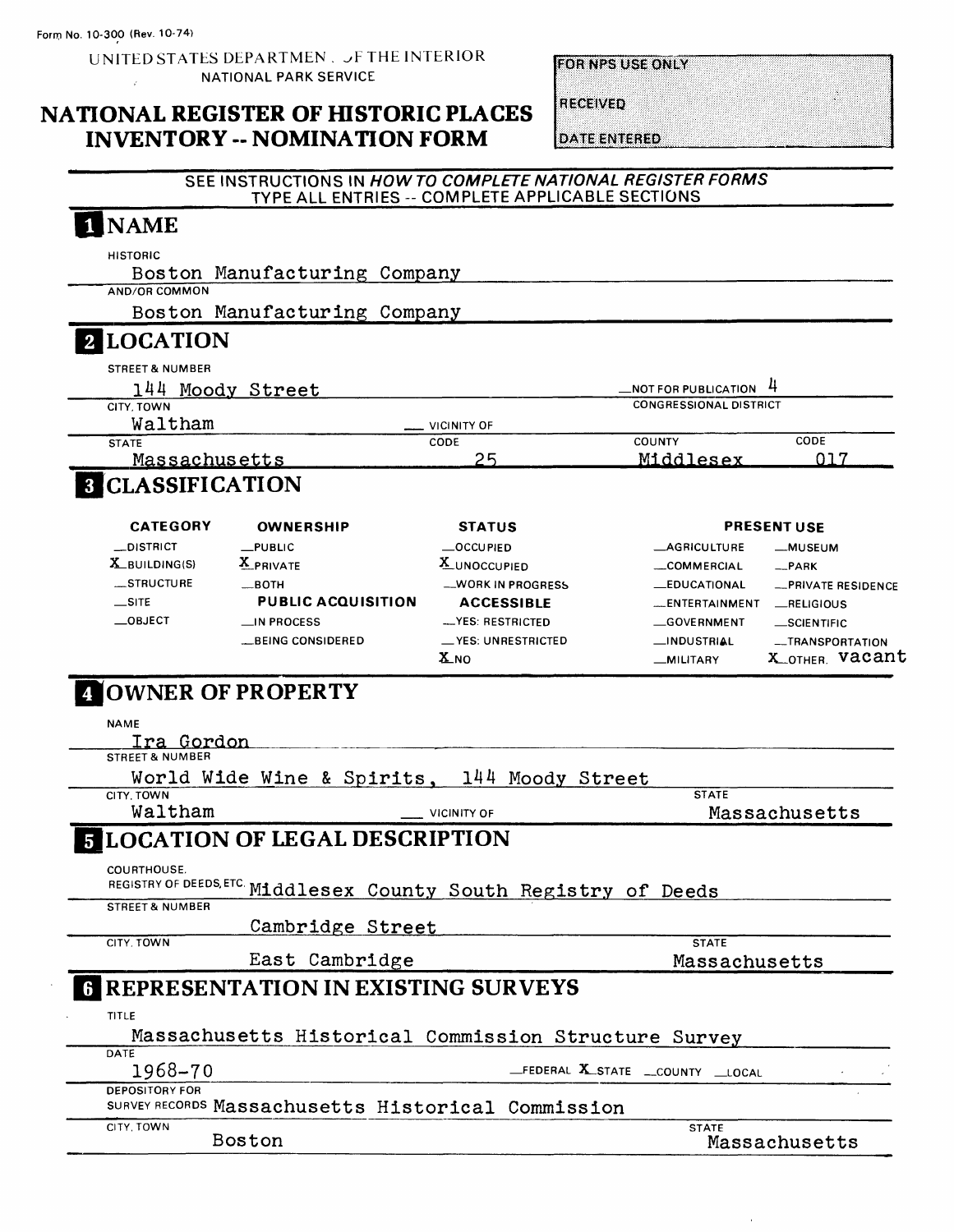Form No. 10-300 (Rev. 10-74)

UNITED STATES DEPARTMENT OF THE INTERIOR
NATIONAL PARK SERVICE

# NATIONAL REGISTER OF HISTORIC PLACES INVENTORY -- NOMINATION FORM

FOR NPS USE ONLY
RECEIVED
DATE ENTERED

SEE INSTRUCTIONS IN *HOW TO COMPLETE NATIONAL REGISTER FORMS*
TYPE ALL ENTRIES -- COMPLETE APPLICABLE SECTIONS

## 1 NAME

HISTORIC
Boston Manufacturing Company

AND/OR COMMON
Boston Manufacturing Company

## 2 LOCATION

STREET & NUMBER
144 Moody Street

__NOT FOR PUBLICATION

CONGRESSIONAL DISTRICT
4

CITY, TOWN
Waltham

__ VICINITY OF

| STATE | CODE | COUNTY | CODE |
|---|---|---|---|
| Massachusetts | 25 | Middlesex | 017 |

## 3 CLASSIFICATION

| CATEGORY | OWNERSHIP | STATUS | PRESENT USE | |
|---|---|---|---|---|
| __DISTRICT | __PUBLIC | __OCCUPIED | __AGRICULTURE | __MUSEUM |
| X BUILDING(S) | X PRIVATE | X UNOCCUPIED | __COMMERCIAL | __PARK |
| __STRUCTURE | __BOTH | __WORK IN PROGRESS | __EDUCATIONAL | __PRIVATE RESIDENCE |
| __SITE | **PUBLIC ACQUISITION** | **ACCESSIBLE** | __ENTERTAINMENT | __RELIGIOUS |
| __OBJECT | __IN PROCESS | __YES: RESTRICTED | __GOVERNMENT | __SCIENTIFIC |
| | __BEING CONSIDERED | __YES: UNRESTRICTED | __INDUSTRIAL | __TRANSPORTATION |
| | | X NO | __MILITARY | X OTHER: vacant |

## 4 OWNER OF PROPERTY

NAME
Ira Gordon

STREET & NUMBER
World Wide Wine & Spirits, 144 Moody Street

CITY, TOWN
Waltham

__ VICINITY OF

STATE
Massachusetts

## 5 LOCATION OF LEGAL DESCRIPTION

COURTHOUSE, REGISTRY OF DEEDS, ETC.
Middlesex County South Registry of Deeds

STREET & NUMBER
Cambridge Street

CITY, TOWN
East Cambridge

STATE
Massachusetts

## 6 REPRESENTATION IN EXISTING SURVEYS

TITLE
Massachusetts Historical Commission Structure Survey

DATE
1968-70

__FEDERAL X STATE __COUNTY __LOCAL

DEPOSITORY FOR SURVEY RECORDS
Massachusetts Historical Commission

CITY, TOWN
Boston

STATE
Massachusetts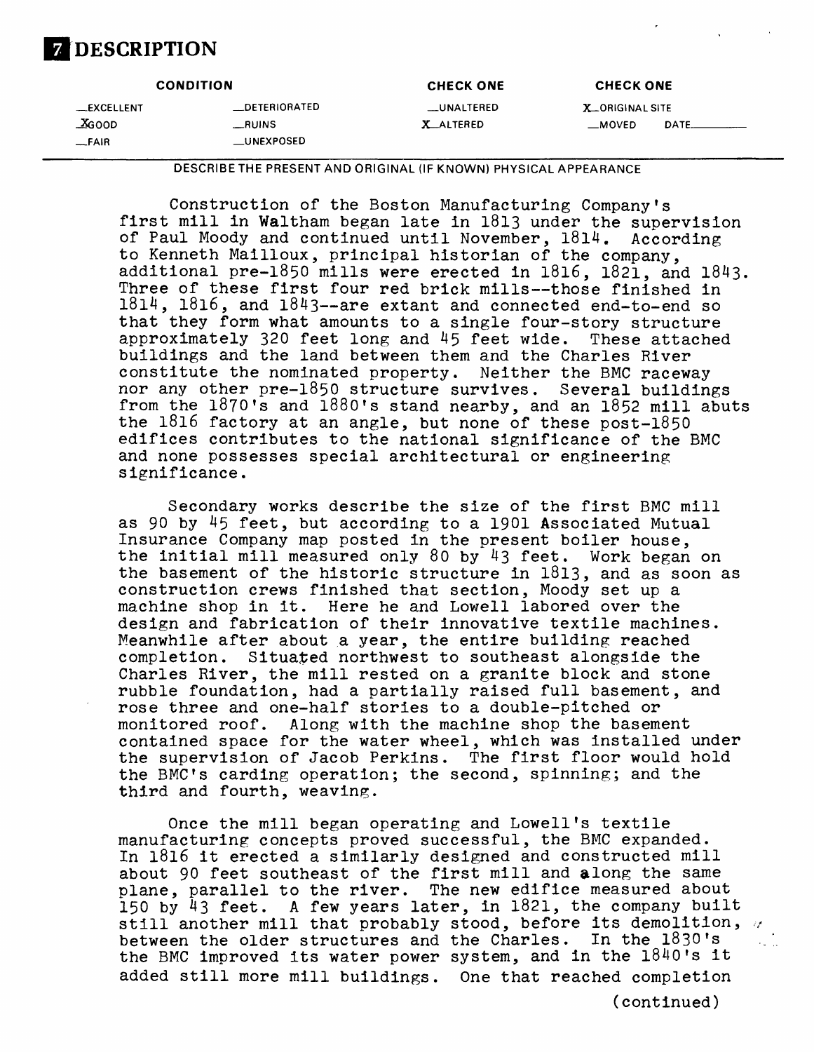# 7 DESCRIPTION

| CONDITION | | CHECK ONE | CHECK ONE |
|---|---|---|---|
| __EXCELLENT | __DETERIORATED | __UNALTERED | X ORIGINAL SITE |
| X GOOD | __RUINS | X ALTERED | __MOVED DATE______ |
| __FAIR | __UNEXPOSED | | |

DESCRIBE THE PRESENT AND ORIGINAL (IF KNOWN) PHYSICAL APPEARANCE

Construction of the Boston Manufacturing Company's first mill in Waltham began late in 1813 under the supervision of Paul Moody and continued until November, 1814. According to Kenneth Mailloux, principal historian of the company, additional pre-1850 mills were erected in 1816, 1821, and 1843. Three of these first four red brick mills--those finished in 1814, 1816, and 1843--are extant and connected end-to-end so that they form what amounts to a single four-story structure approximately 320 feet long and 45 feet wide. These attached buildings and the land between them and the Charles River constitute the nominated property. Neither the BMC raceway nor any other pre-1850 structure survives. Several buildings from the 1870's and 1880's stand nearby, and an 1852 mill abuts the 1816 factory at an angle, but none of these post-1850 edifices contributes to the national significance of the BMC and none possesses special architectural or engineering significance.

Secondary works describe the size of the first BMC mill as 90 by 45 feet, but according to a 1901 Associated Mutual Insurance Company map posted in the present boiler house, the initial mill measured only 80 by 43 feet. Work began on the basement of the historic structure in 1813, and as soon as construction crews finished that section, Moody set up a machine shop in it. Here he and Lowell labored over the design and fabrication of their innovative textile machines. Meanwhile after about a year, the entire building reached completion. Situated northwest to southeast alongside the Charles River, the mill rested on a granite block and stone rubble foundation, had a partially raised full basement, and rose three and one-half stories to a double-pitched or monitored roof. Along with the machine shop the basement contained space for the water wheel, which was installed under the supervision of Jacob Perkins. The first floor would hold the BMC's carding operation; the second, spinning; and the third and fourth, weaving.

Once the mill began operating and Lowell's textile manufacturing concepts proved successful, the BMC expanded. In 1816 it erected a similarly designed and constructed mill about 90 feet southeast of the first mill and along the same plane, parallel to the river. The new edifice measured about 150 by 43 feet. A few years later, in 1821, the company built still another mill that probably stood, before its demolition, between the older structures and the Charles. In the 1830's the BMC improved its water power system, and in the 1840's it added still more mill buildings. One that reached completion

(continued)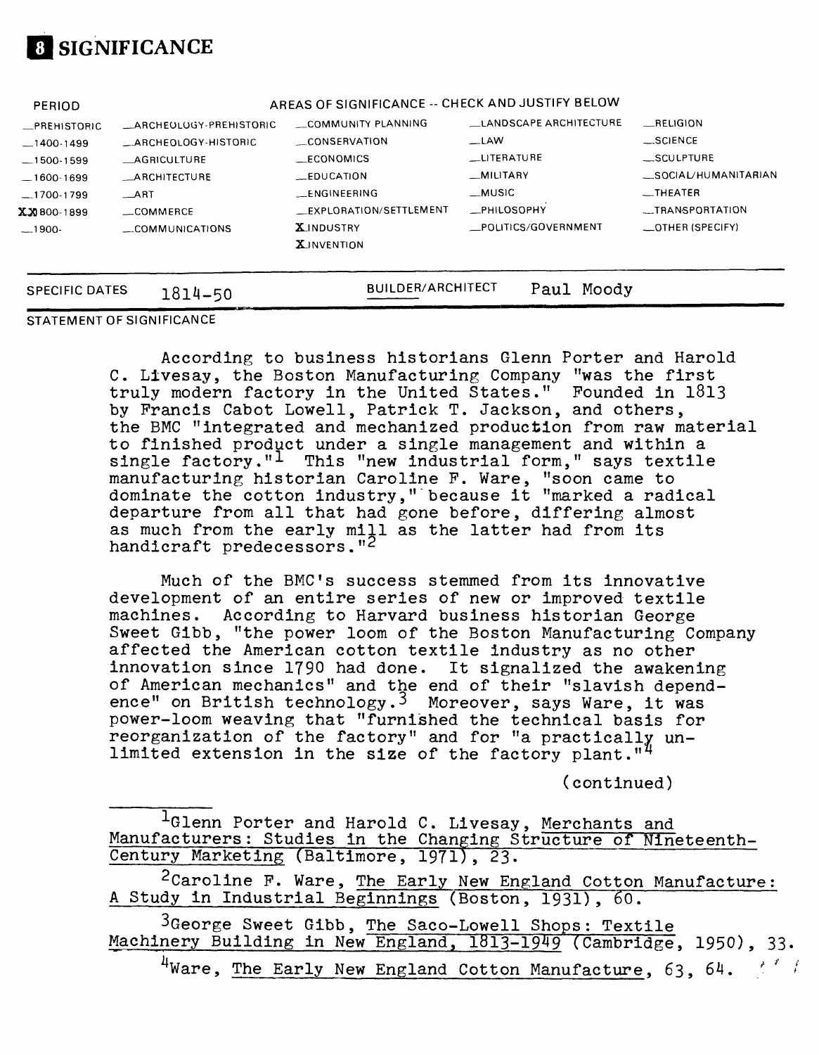# 8 SIGNIFICANCE

| PERIOD | AREAS OF SIGNIFICANCE -- CHECK AND JUSTIFY BELOW | | | |
|---|---|---|---|---|
| _PREHISTORIC | _ARCHEOLOGY-PREHISTORIC | _COMMUNITY PLANNING | _LANDSCAPE ARCHITECTURE | _RELIGION |
| _1400-1499 | _ARCHEOLOGY-HISTORIC | _CONSERVATION | _LAW | _SCIENCE |
| _1500-1599 | _AGRICULTURE | _ECONOMICS | _LITERATURE | _SCULPTURE |
| _1600-1699 | _ARCHITECTURE | _EDUCATION | _MILITARY | _SOCIAL/HUMANITARIAN |
| _1700-1799 | _ART | _ENGINEERING | _MUSIC | _THEATER |
| XX1800-1899 | _COMMERCE | _EXPLORATION/SETTLEMENT | _PHILOSOPHY | _TRANSPORTATION |
| _1900- | _COMMUNICATIONS | X INDUSTRY | _POLITICS/GOVERNMENT | _OTHER (SPECIFY) |
| | | X INVENTION | | |

SPECIFIC DATES 1814-50 BUILDER/ARCHITECT Paul Moody

STATEMENT OF SIGNIFICANCE

According to business historians Glenn Porter and Harold C. Livesay, the Boston Manufacturing Company "was the first truly modern factory in the United States." Founded in 1813 by Francis Cabot Lowell, Patrick T. Jackson, and others, the BMC "integrated and mechanized production from raw material to finished product under a single management and within a single factory."[1] This "new industrial form," says textile manufacturing historian Caroline F. Ware, "soon came to dominate the cotton industry," because it "marked a radical departure from all that had gone before, differing almost as much from the early mill as the latter had from its handicraft predecessors."[2]

Much of the BMC's success stemmed from its innovative development of an entire series of new or improved textile machines. According to Harvard business historian George Sweet Gibb, "the power loom of the Boston Manufacturing Company affected the American cotton textile industry as no other innovation since 1790 had done. It signalized the awakening of American mechanics" and the end of their "slavish dependence" on British technology.[3] Moreover, says Ware, it was power-loom weaving that "furnished the technical basis for reorganization of the factory" and for "a practically unlimited extension in the size of the factory plant."[4]

(continued)

---

[1] Glenn Porter and Harold C. Livesay, Merchants and Manufacturers: Studies in the Changing Structure of Nineteenth-Century Marketing (Baltimore, 1971), 23.

[2] Caroline F. Ware, The Early New England Cotton Manufacture: A Study in Industrial Beginnings (Boston, 1931), 60.

[3] George Sweet Gibb, The Saco-Lowell Shops: Textile Machinery Building in New England, 1813-1949 (Cambridge, 1950), 33.

[4] Ware, The Early New England Cotton Manufacture, 63, 64.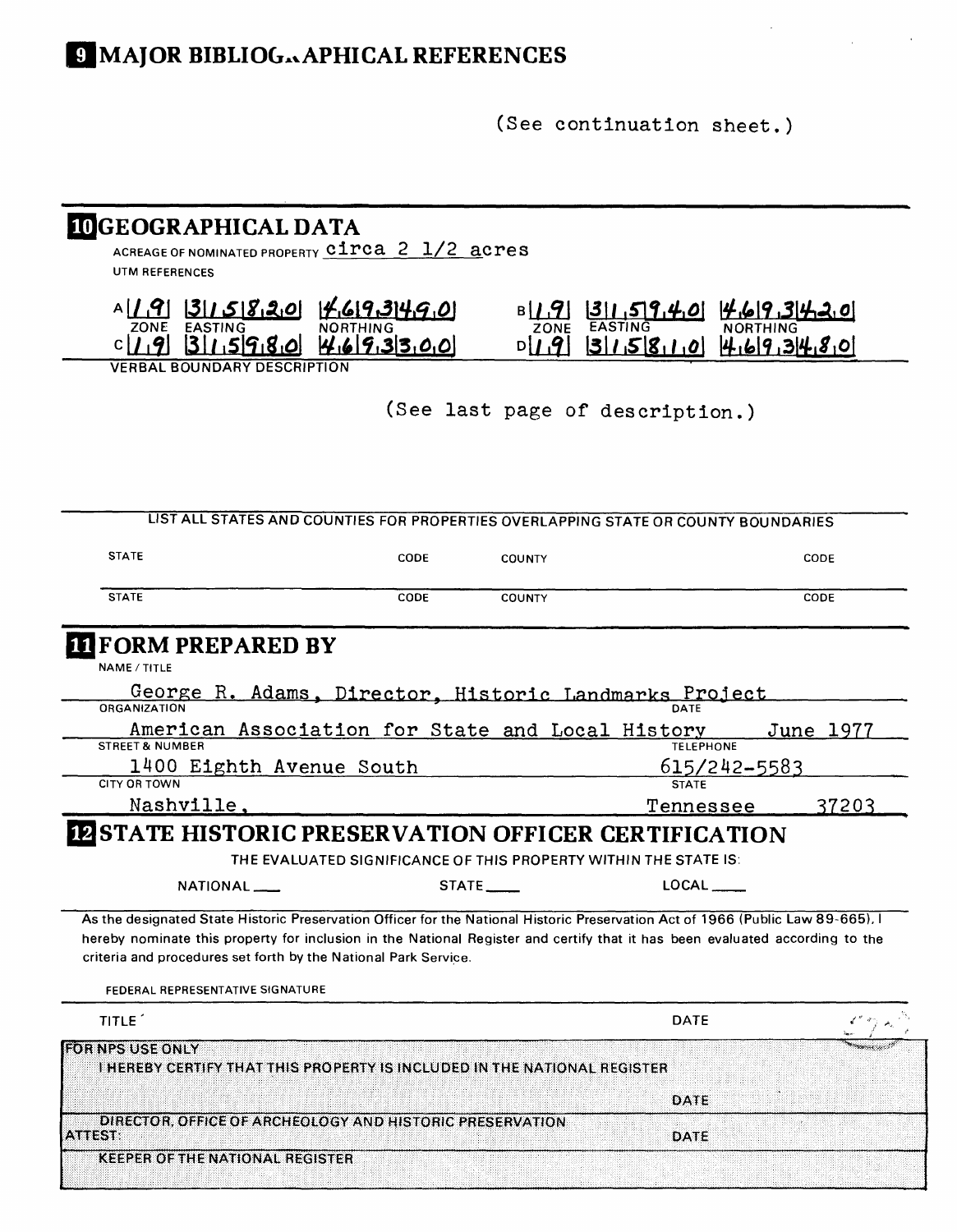## 9 MAJOR BIBLIOGRAPHICAL REFERENCES

(See continuation sheet.)

## 10 GEOGRAPHICAL DATA

ACREAGE OF NOMINATED PROPERTY circa 2 1/2 acres

UTM REFERENCES

| | ZONE | EASTING | NORTHING |
|---|---|---|---|
| A | 1,9 | 3 1,5 8,2,0 | 4,6 9,3 4,9,0 |
| B | 1,9 | 3 1,5 9,4,0 | 4,6 9,3 4,2,0 |
| C | 1,9 | 3 1,5 9,8,0 | 4,6 9,3 3,0,0 |
| D | 1,9 | 3 1,5 8,1,0 | 4,6 9,3 4,8,0 |

VERBAL BOUNDARY DESCRIPTION

(See last page of description.)

LIST ALL STATES AND COUNTIES FOR PROPERTIES OVERLAPPING STATE OR COUNTY BOUNDARIES

| STATE | CODE | COUNTY | CODE |
|---|---|---|---|
| STATE | CODE | COUNTY | CODE |

## 11 FORM PREPARED BY

NAME / TITLE

George R. Adams, Director, Historic Landmarks Project

ORGANIZATION: American Association for State and Local History

DATE: June 1977

STREET & NUMBER: 1400 Eighth Avenue South

TELEPHONE: 615/242-5583

CITY OR TOWN: Nashville,

STATE: Tennessee 37203

## 12 STATE HISTORIC PRESERVATION OFFICER CERTIFICATION

THE EVALUATED SIGNIFICANCE OF THIS PROPERTY WITHIN THE STATE IS:

NATIONAL ___ STATE ___ LOCAL ___

As the designated State Historic Preservation Officer for the National Historic Preservation Act of 1966 (Public Law 89-665), I hereby nominate this property for inclusion in the National Register and certify that it has been evaluated according to the criteria and procedures set forth by the National Park Service.

FEDERAL REPRESENTATIVE SIGNATURE

TITLE

DATE

FOR NPS USE ONLY

I HEREBY CERTIFY THAT THIS PROPERTY IS INCLUDED IN THE NATIONAL REGISTER

DATE

DIRECTOR, OFFICE OF ARCHEOLOGY AND HISTORIC PRESERVATION

ATTEST:

DATE

KEEPER OF THE NATIONAL REGISTER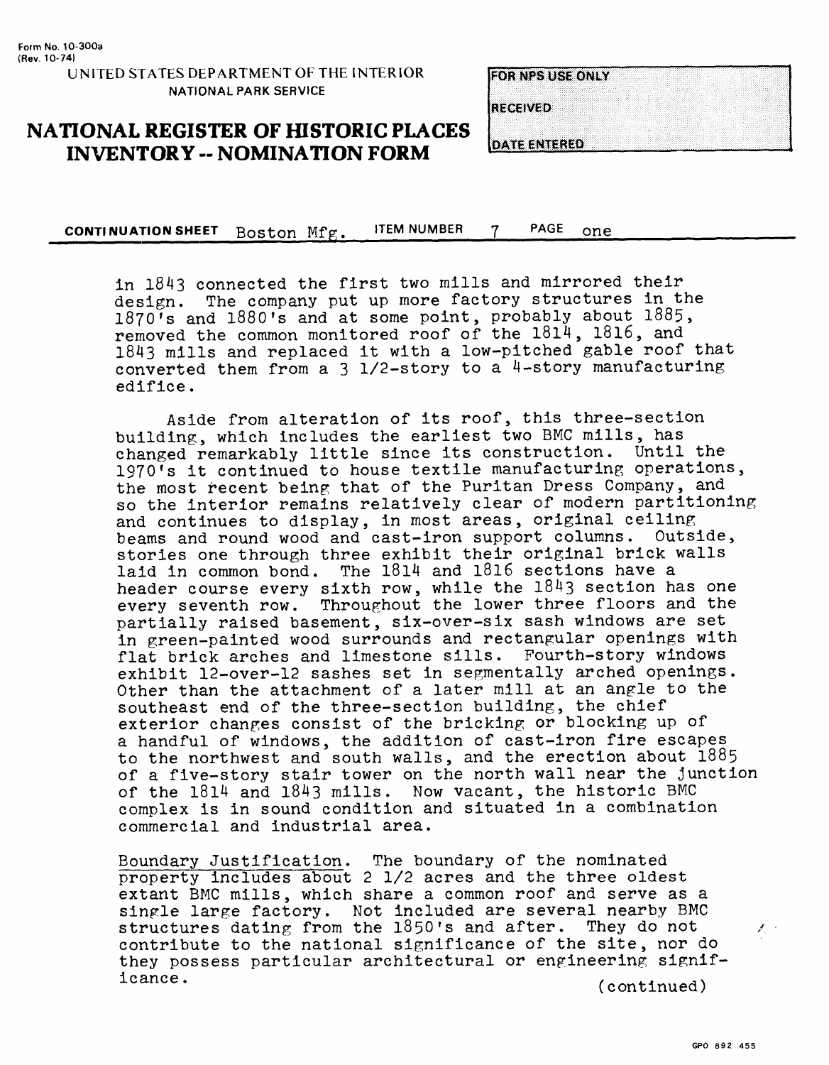Form No. 10-300a
(Rev. 10-74)

UNITED STATES DEPARTMENT OF THE INTERIOR
NATIONAL PARK SERVICE

# NATIONAL REGISTER OF HISTORIC PLACES INVENTORY -- NOMINATION FORM

FOR NPS USE ONLY

RECEIVED

DATE ENTERED

**CONTINUATION SHEET** Boston Mfg. **ITEM NUMBER** 7 **PAGE** one

in 1843 connected the first two mills and mirrored their design. The company put up more factory structures in the 1870's and 1880's and at some point, probably about 1885, removed the common monitored roof of the 1814, 1816, and 1843 mills and replaced it with a low-pitched gable roof that converted them from a 3 1/2-story to a 4-story manufacturing edifice.

Aside from alteration of its roof, this three-section building, which includes the earliest two BMC mills, has changed remarkably little since its construction. Until the 1970's it continued to house textile manufacturing operations, the most recent being that of the Puritan Dress Company, and so the interior remains relatively clear of modern partitioning and continues to display, in most areas, original ceiling beams and round wood and cast-iron support columns. Outside, stories one through three exhibit their original brick walls laid in common bond. The 1814 and 1816 sections have a header course every sixth row, while the 1843 section has one every seventh row. Throughout the lower three floors and the partially raised basement, six-over-six sash windows are set in green-painted wood surrounds and rectangular openings with flat brick arches and limestone sills. Fourth-story windows exhibit 12-over-12 sashes set in segmentally arched openings. Other than the attachment of a later mill at an angle to the southeast end of the three-section building, the chief exterior changes consist of the bricking or blocking up of a handful of windows, the addition of cast-iron fire escapes to the northwest and south walls, and the erection about 1885 of a five-story stair tower on the north wall near the junction of the 1814 and 1843 mills. Now vacant, the historic BMC complex is in sound condition and situated in a combination commercial and industrial area.

Boundary Justification. The boundary of the nominated property includes about 2 1/2 acres and the three oldest extant BMC mills, which share a common roof and serve as a single large factory. Not included are several nearby BMC structures dating from the 1850's and after. They do not contribute to the national significance of the site, nor do they possess particular architectural or engineering significance.

(continued)

GPO 892 455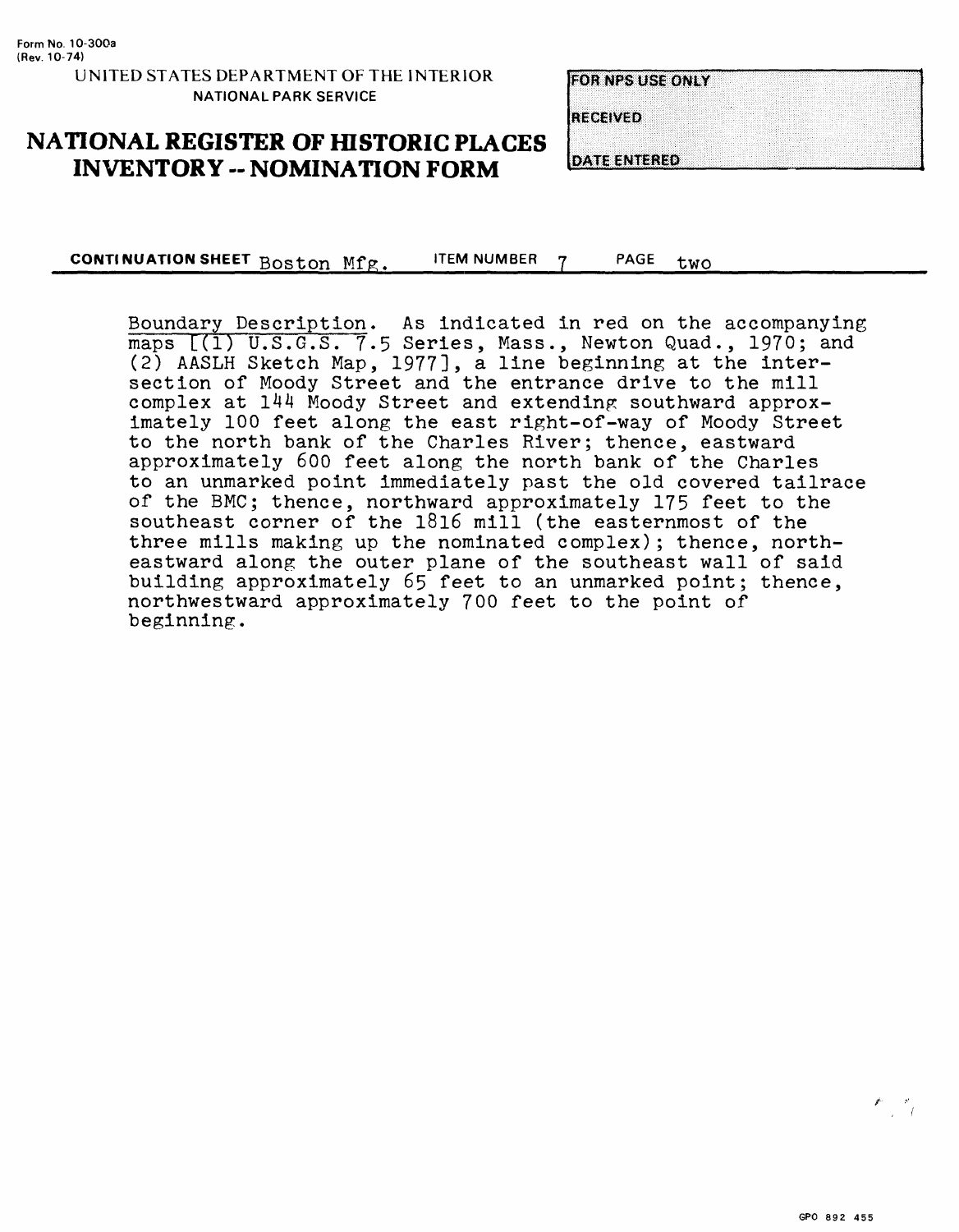Form No. 10-300a
(Rev. 10-74)

UNITED STATES DEPARTMENT OF THE INTERIOR
NATIONAL PARK SERVICE

# NATIONAL REGISTER OF HISTORIC PLACES INVENTORY -- NOMINATION FORM

| FOR NPS USE ONLY |
| --- |
| RECEIVED |
| DATE ENTERED |

**CONTINUATION SHEET** Boston Mfg. **ITEM NUMBER** 7 **PAGE** two

Boundary Description. As indicated in red on the accompanying maps [(1) U.S.G.S. 7.5 Series, Mass., Newton Quad., 1970; and (2) AASLH Sketch Map, 1977], a line beginning at the intersection of Moody Street and the entrance drive to the mill complex at 144 Moody Street and extending southward approximately 100 feet along the east right-of-way of Moody Street to the north bank of the Charles River; thence, eastward approximately 600 feet along the north bank of the Charles to an unmarked point immediately past the old covered tailrace of the BMC; thence, northward approximately 175 feet to the southeast corner of the 1816 mill (the easternmost of the three mills making up the nominated complex); thence, northeastward along the outer plane of the southeast wall of said building approximately 65 feet to an unmarked point; thence, northwestward approximately 700 feet to the point of beginning.

GPO 892 455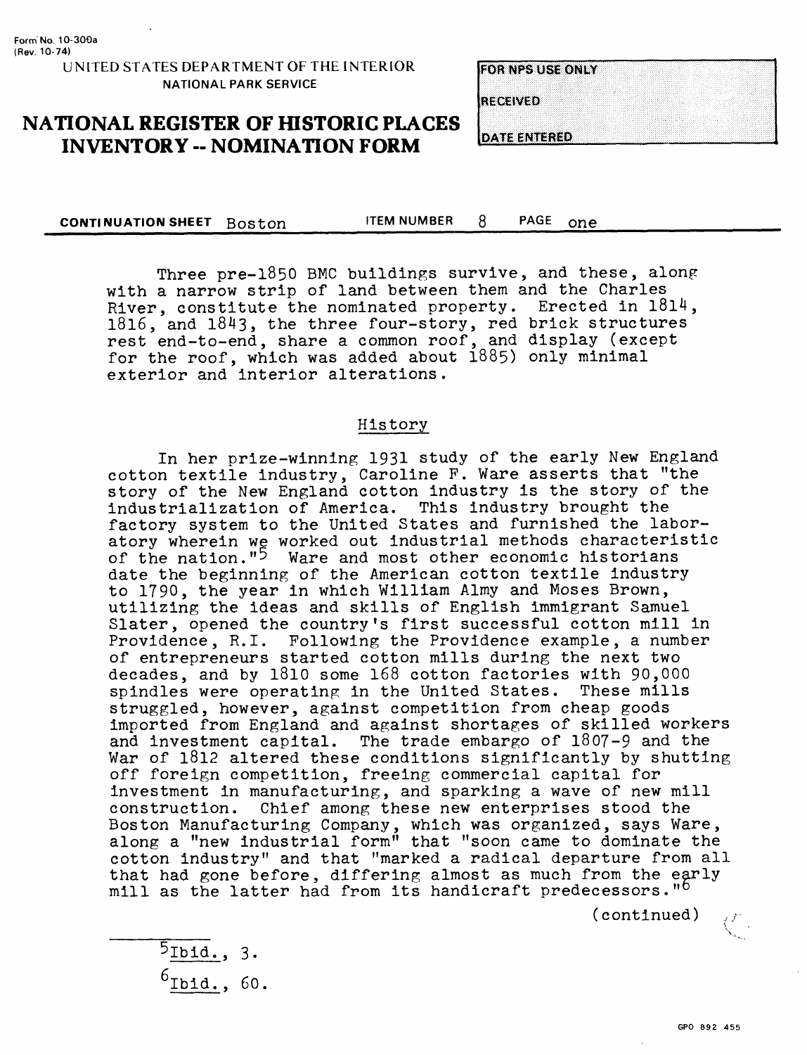Three pre-1850 BMC buildings survive, and these, along with a narrow strip of land between them and the Charles River, constitute the nominated property. Erected in 1814, 1816, and 1843, the three four-story, red brick structures rest end-to-end, share a common roof, and display (except for the roof, which was added about 1885) only minimal exterior and interior alterations.

## History

In her prize-winning 1931 study of the early New England cotton textile industry, Caroline F. Ware asserts that "the story of the New England cotton industry is the story of the industrialization of America. This industry brought the factory system to the United States and furnished the laboratory wherein we worked out industrial methods characteristic of the nation."[5] Ware and most other economic historians date the beginning of the American cotton textile industry to 1790, the year in which William Almy and Moses Brown, utilizing the ideas and skills of English immigrant Samuel Slater, opened the country's first successful cotton mill in Providence, R.I. Following the Providence example, a number of entrepreneurs started cotton mills during the next two decades, and by 1810 some 168 cotton factories with 90,000 spindles were operating in the United States. These mills struggled, however, against competition from cheap goods imported from England and against shortages of skilled workers and investment capital. The trade embargo of 1807-9 and the War of 1812 altered these conditions significantly by shutting off foreign competition, freeing commercial capital for investment in manufacturing, and sparking a wave of new mill construction. Chief among these new enterprises stood the Boston Manufacturing Company, which was organized, says Ware, along a "new industrial form" that "soon came to dominate the cotton industry" and that "marked a radical departure from all that had gone before, differing almost as much from the early mill as the latter had from its handicraft predecessors."[6]

(continued)

---

[5] Ibid., 3.

[6] Ibid., 60.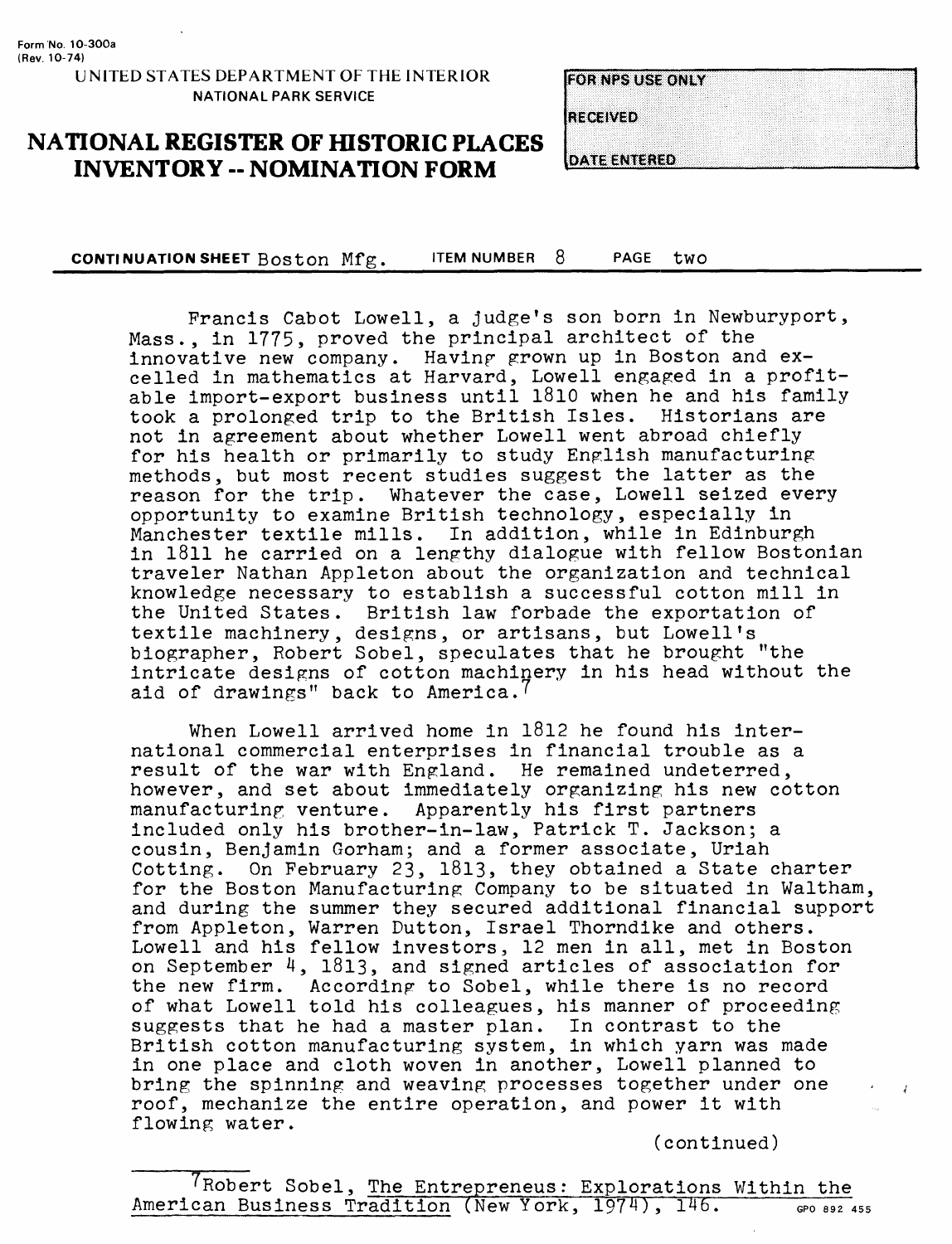Form No. 10-300a
(Rev. 10-74)

UNITED STATES DEPARTMENT OF THE INTERIOR
NATIONAL PARK SERVICE

# NATIONAL REGISTER OF HISTORIC PLACES INVENTORY -- NOMINATION FORM

FOR NPS USE ONLY
RECEIVED
DATE ENTERED

**CONTINUATION SHEET** Boston Mfg. **ITEM NUMBER** 8 **PAGE** two

Francis Cabot Lowell, a judge's son born in Newburyport, Mass., in 1775, proved the principal architect of the innovative new company. Having grown up in Boston and excelled in mathematics at Harvard, Lowell engaged in a profitable import-export business until 1810 when he and his family took a prolonged trip to the British Isles. Historians are not in agreement about whether Lowell went abroad chiefly for his health or primarily to study English manufacturing methods, but most recent studies suggest the latter as the reason for the trip. Whatever the case, Lowell seized every opportunity to examine British technology, especially in Manchester textile mills. In addition, while in Edinburgh in 1811 he carried on a lengthy dialogue with fellow Bostonian traveler Nathan Appleton about the organization and technical knowledge necessary to establish a successful cotton mill in the United States. British law forbade the exportation of textile machinery, designs, or artisans, but Lowell's biographer, Robert Sobel, speculates that he brought "the intricate designs of cotton machinery in his head without the aid of drawings" back to America.[7]

When Lowell arrived home in 1812 he found his international commercial enterprises in financial trouble as a result of the war with England. He remained undeterred, however, and set about immediately organizing his new cotton manufacturing venture. Apparently his first partners included only his brother-in-law, Patrick T. Jackson; a cousin, Benjamin Gorham; and a former associate, Uriah Cotting. On February 23, 1813, they obtained a State charter for the Boston Manufacturing Company to be situated in Waltham, and during the summer they secured additional financial support from Appleton, Warren Dutton, Israel Thorndike and others. Lowell and his fellow investors, 12 men in all, met in Boston on September 4, 1813, and signed articles of association for the new firm. According to Sobel, while there is no record of what Lowell told his colleagues, his manner of proceeding suggests that he had a master plan. In contrast to the British cotton manufacturing system, in which yarn was made in one place and cloth woven in another, Lowell planned to bring the spinning and weaving processes together under one roof, mechanize the entire operation, and power it with flowing water.

(continued)

[7] Robert Sobel, The Entrepreneus: Explorations Within the American Business Tradition (New York, 1974), 146.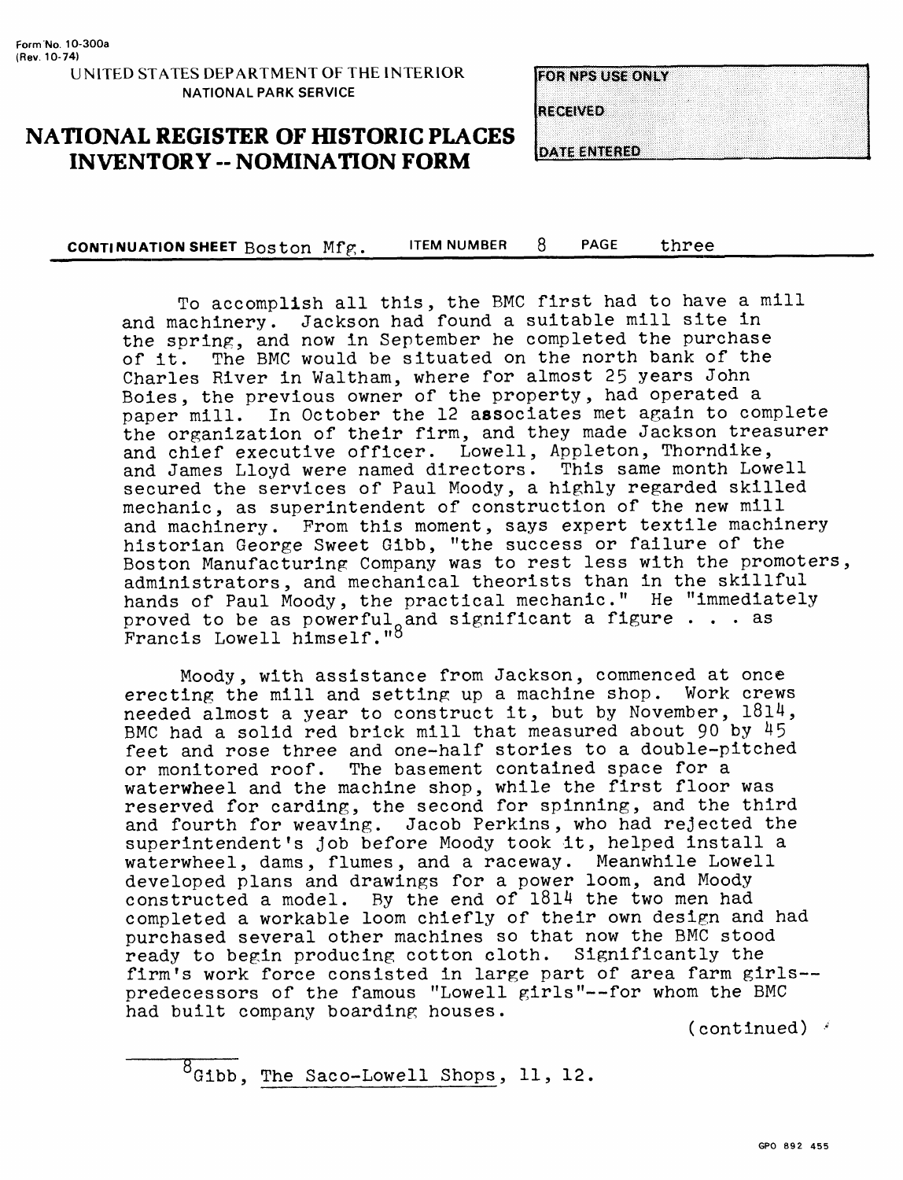Form No. 10-300a
(Rev. 10-74)

UNITED STATES DEPARTMENT OF THE INTERIOR
NATIONAL PARK SERVICE

# NATIONAL REGISTER OF HISTORIC PLACES INVENTORY -- NOMINATION FORM

FOR NPS USE ONLY

RECEIVED

DATE ENTERED

**CONTINUATION SHEET** Boston Mfg. **ITEM NUMBER** 8 **PAGE** three

To accomplish all this, the BMC first had to have a mill and machinery. Jackson had found a suitable mill site in the spring, and now in September he completed the purchase of it. The BMC would be situated on the north bank of the Charles River in Waltham, where for almost 25 years John Boies, the previous owner of the property, had operated a paper mill. In October the 12 associates met again to complete the organization of their firm, and they made Jackson treasurer and chief executive officer. Lowell, Appleton, Thorndike, and James Lloyd were named directors. This same month Lowell secured the services of Paul Moody, a highly regarded skilled mechanic, as superintendent of construction of the new mill and machinery. From this moment, says expert textile machinery historian George Sweet Gibb, "the success or failure of the Boston Manufacturing Company was to rest less with the promoters, administrators, and mechanical theorists than in the skillful hands of Paul Moody, the practical mechanic." He "immediately proved to be as powerful and significant a figure . . . as Francis Lowell himself."[8]

Moody, with assistance from Jackson, commenced at once erecting the mill and setting up a machine shop. Work crews needed almost a year to construct it, but by November, 1814, BMC had a solid red brick mill that measured about 90 by 45 feet and rose three and one-half stories to a double-pitched or monitored roof. The basement contained space for a waterwheel and the machine shop, while the first floor was reserved for carding, the second for spinning, and the third and fourth for weaving. Jacob Perkins, who had rejected the superintendent's job before Moody took it, helped install a waterwheel, dams, flumes, and a raceway. Meanwhile Lowell developed plans and drawings for a power loom, and Moody constructed a model. By the end of 1814 the two men had completed a workable loom chiefly of their own design and had purchased several other machines so that now the BMC stood ready to begin producing cotton cloth. Significantly the firm's work force consisted in large part of area farm girls--predecessors of the famous "Lowell girls"--for whom the BMC had built company boarding houses.

(continued)

---

[8] Gibb, The Saco-Lowell Shops, 11, 12.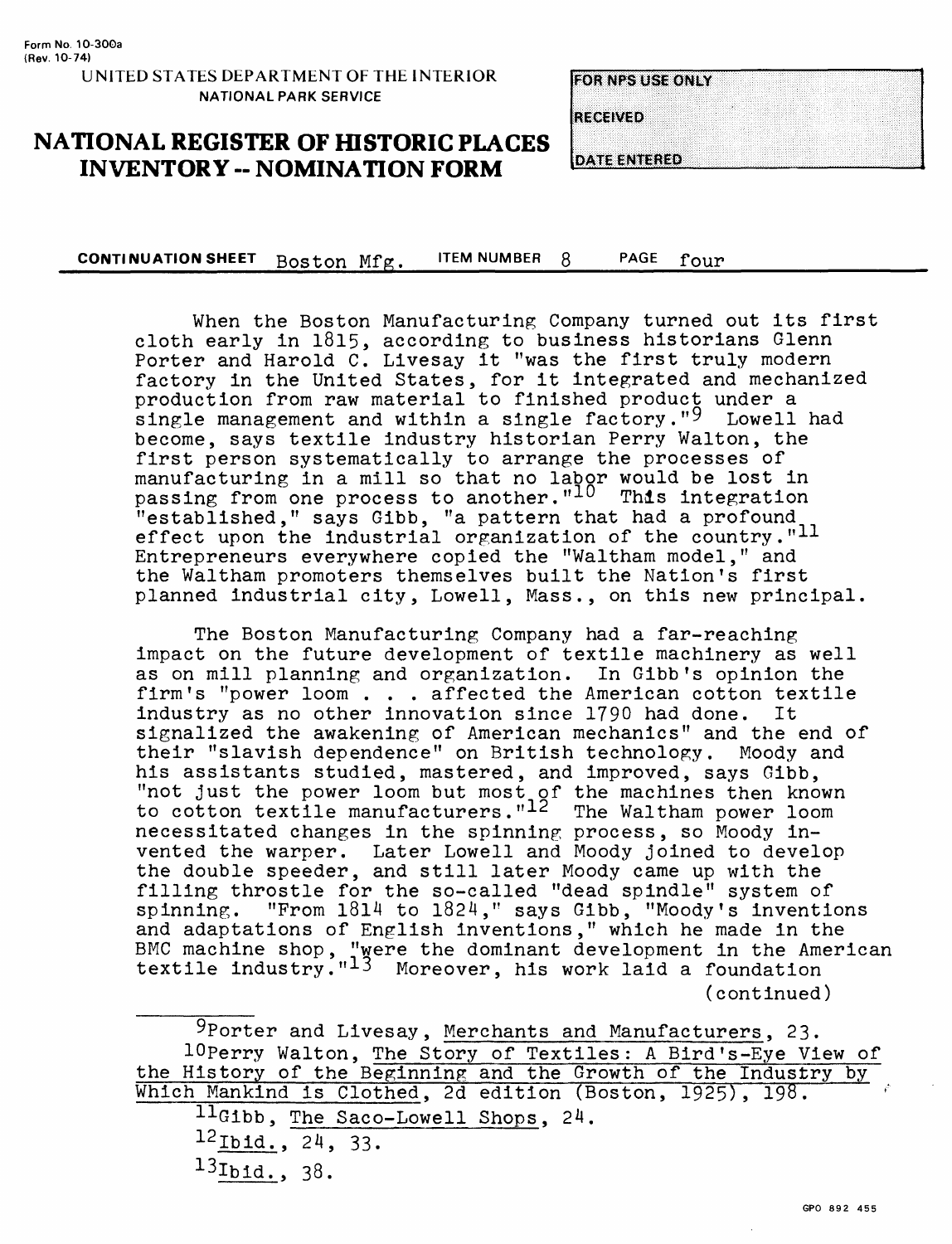Form No. 10-300a
(Rev. 10-74)

UNITED STATES DEPARTMENT OF THE INTERIOR
NATIONAL PARK SERVICE

# NATIONAL REGISTER OF HISTORIC PLACES INVENTORY -- NOMINATION FORM

FOR NPS USE ONLY

RECEIVED

DATE ENTERED

**CONTINUATION SHEET** Boston Mfg. **ITEM NUMBER** 8 **PAGE** four

When the Boston Manufacturing Company turned out its first cloth early in 1815, according to business historians Glenn Porter and Harold C. Livesay it "was the first truly modern factory in the United States, for it integrated and mechanized production from raw material to finished product under a single management and within a single factory."[9] Lowell had become, says textile industry historian Perry Walton, the first person systematically to arrange the processes of manufacturing in a mill so that no labor would be lost in passing from one process to another."[10] This integration "established," says Gibb, "a pattern that had a profound effect upon the industrial organization of the country."[11] Entrepreneurs everywhere copied the "Waltham model," and the Waltham promoters themselves built the Nation's first planned industrial city, Lowell, Mass., on this new principal.

The Boston Manufacturing Company had a far-reaching impact on the future development of textile machinery as well as on mill planning and organization. In Gibb's opinion the firm's "power loom . . . affected the American cotton textile industry as no other innovation since 1790 had done. It signalized the awakening of American mechanics" and the end of their "slavish dependence" on British technology. Moody and his assistants studied, mastered, and improved, says Gibb, "not just the power loom but most of the machines then known to cotton textile manufacturers."[12] The Waltham power loom necessitated changes in the spinning process, so Moody invented the warper. Later Lowell and Moody joined to develop the double speeder, and still later Moody came up with the filling throstle for the so-called "dead spindle" system of spinning. "From 1814 to 1824," says Gibb, "Moody's inventions and adaptations of English inventions," which he made in the BMC machine shop, "were the dominant development in the American textile industry."[13] Moreover, his work laid a foundation

(continued)

---

[9] Porter and Livesay, Merchants and Manufacturers, 23.

[10] Perry Walton, The Story of Textiles: A Bird's-Eye View of the History of the Beginning and the Growth of the Industry by Which Mankind is Clothed, 2d edition (Boston, 1925), 198.

[11] Gibb, The Saco-Lowell Shops, 24.

[12] Ibid., 24, 33.

[13] Ibid., 38.

GPO 892 455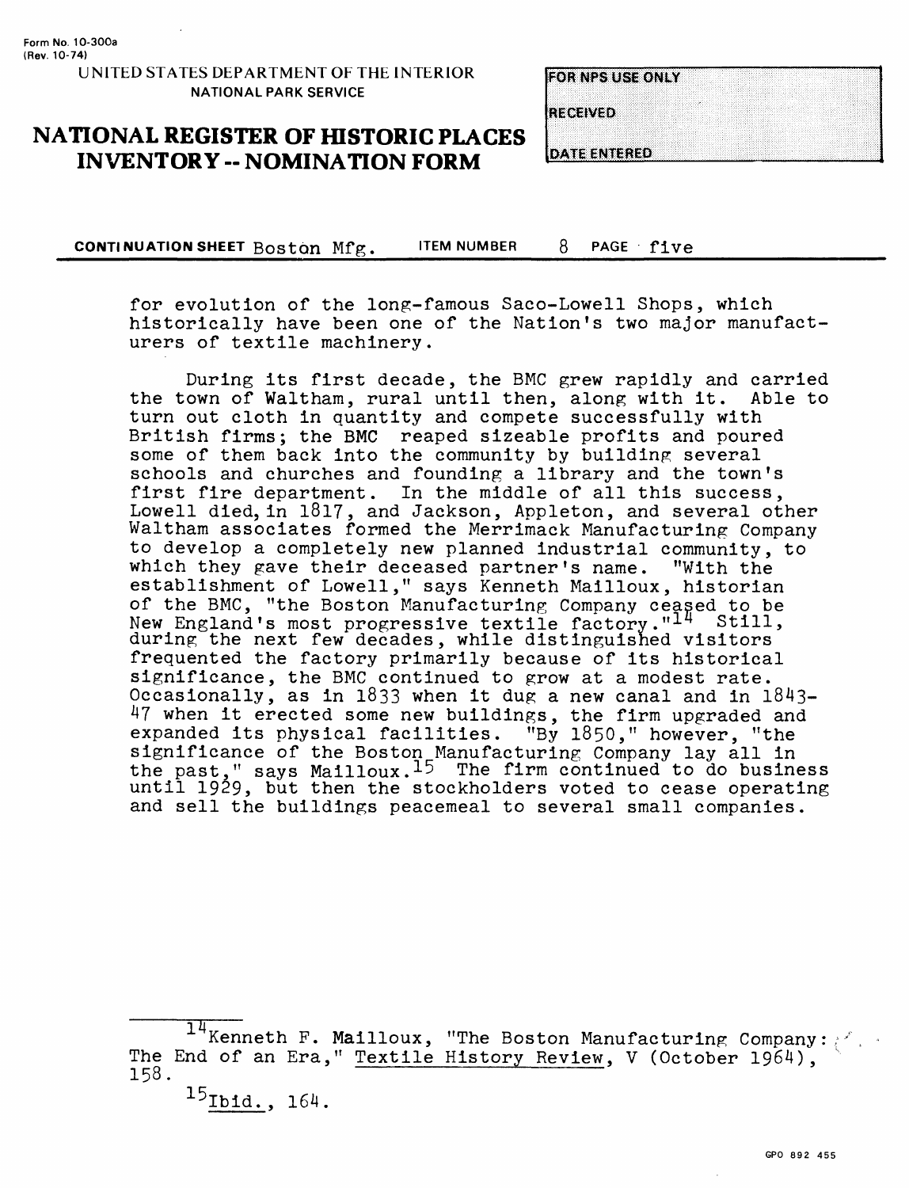for evolution of the long-famous Saco-Lowell Shops, which historically have been one of the Nation's two major manufacturers of textile machinery.

During its first decade, the BMC grew rapidly and carried the town of Waltham, rural until then, along with it. Able to turn out cloth in quantity and compete successfully with British firms; the BMC reaped sizeable profits and poured some of them back into the community by building several schools and churches and founding a library and the town's first fire department. In the middle of all this success, Lowell died, in 1817, and Jackson, Appleton, and several other Waltham associates formed the Merrimack Manufacturing Company to develop a completely new planned industrial community, to which they gave their deceased partner's name. "With the establishment of Lowell," says Kenneth Mailloux, historian of the BMC, "the Boston Manufacturing Company ceased to be New England's most progressive textile factory."[14] Still, during the next few decades, while distinguished visitors frequented the factory primarily because of its historical significance, the BMC continued to grow at a modest rate. Occasionally, as in 1833 when it dug a new canal and in 1843-47 when it erected some new buildings, the firm upgraded and expanded its physical facilities. "By 1850," however, "the significance of the Boston Manufacturing Company lay all in the past," says Mailloux.[15] The firm continued to do business until 1929, but then the stockholders voted to cease operating and sell the buildings peacemeal to several small companies.

---

[14] Kenneth F. Mailloux, "The Boston Manufacturing Company: The End of an Era," Textile History Review, V (October 1964), 158.

[15] Ibid., 164.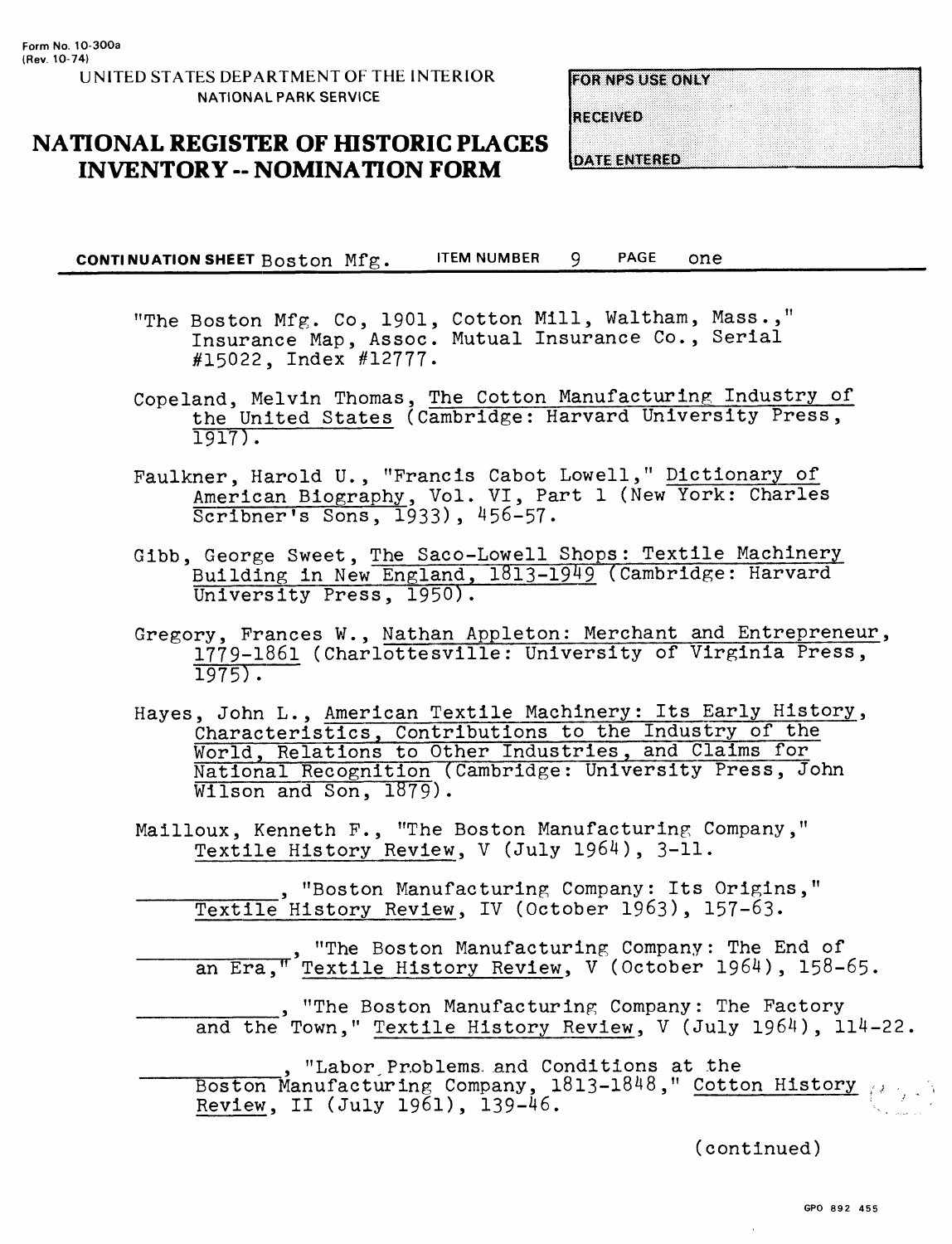Form No. 10-300a
(Rev. 10-74)

UNITED STATES DEPARTMENT OF THE INTERIOR
NATIONAL PARK SERVICE

# NATIONAL REGISTER OF HISTORIC PLACES INVENTORY -- NOMINATION FORM

FOR NPS USE ONLY
RECEIVED
DATE ENTERED

**CONTINUATION SHEET** Boston Mfg. **ITEM NUMBER** 9 **PAGE** one

"The Boston Mfg. Co, 1901, Cotton Mill, Waltham, Mass.," Insurance Map, Assoc. Mutual Insurance Co., Serial #15022, Index #12777.

Copeland, Melvin Thomas, The Cotton Manufacturing Industry of the United States (Cambridge: Harvard University Press, 1917).

Faulkner, Harold U., "Francis Cabot Lowell," Dictionary of American Biography, Vol. VI, Part 1 (New York: Charles Scribner's Sons, 1933), 456-57.

Gibb, George Sweet, The Saco-Lowell Shops: Textile Machinery Building in New England, 1813-1949 (Cambridge: Harvard University Press, 1950).

Gregory, Frances W., Nathan Appleton: Merchant and Entrepreneur, 1779-1861 (Charlottesville: University of Virginia Press, 1975).

Hayes, John L., American Textile Machinery: Its Early History, Characteristics, Contributions to the Industry of the World, Relations to Other Industries, and Claims for National Recognition (Cambridge: University Press, John Wilson and Son, 1879).

Mailloux, Kenneth F., "The Boston Manufacturing Company," Textile History Review, V (July 1964), 3-11.

__________, "Boston Manufacturing Company: Its Origins," Textile History Review, IV (October 1963), 157-63.

__________, "The Boston Manufacturing Company: The End of an Era," Textile History Review, V (October 1964), 158-65.

__________, "The Boston Manufacturing Company: The Factory and the Town," Textile History Review, V (July 1964), 114-22.

__________, "Labor Problems and Conditions at the Boston Manufacturing Company, 1813-1848," Cotton History Review, II (July 1961), 139-46.

(continued)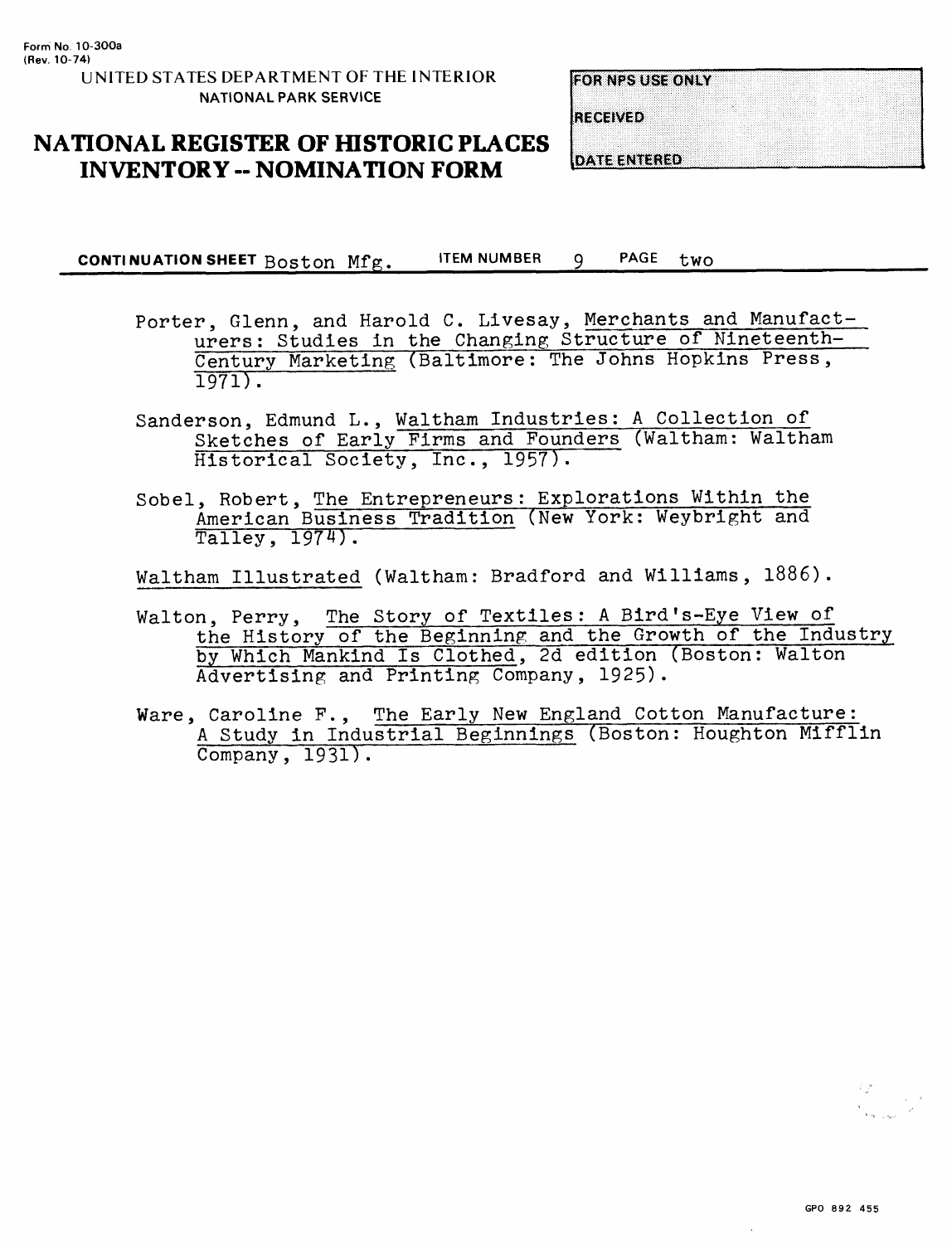CONTINUATION SHEET Boston Mfg. ITEM NUMBER 9 PAGE two

Porter, Glenn, and Harold C. Livesay, Merchants and Manufacturers: Studies in the Changing Structure of Nineteenth-Century Marketing (Baltimore: The Johns Hopkins Press, 1971).

Sanderson, Edmund L., Waltham Industries: A Collection of Sketches of Early Firms and Founders (Waltham: Waltham Historical Society, Inc., 1957).

Sobel, Robert, The Entrepreneurs: Explorations Within the American Business Tradition (New York: Weybright and Talley, 1974).

Waltham Illustrated (Waltham: Bradford and Williams, 1886).

Walton, Perry, The Story of Textiles: A Bird's-Eye View of the History of the Beginning and the Growth of the Industry by Which Mankind Is Clothed, 2d edition (Boston: Walton Advertising and Printing Company, 1925).

Ware, Caroline F., The Early New England Cotton Manufacture: A Study in Industrial Beginnings (Boston: Houghton Mifflin Company, 1931).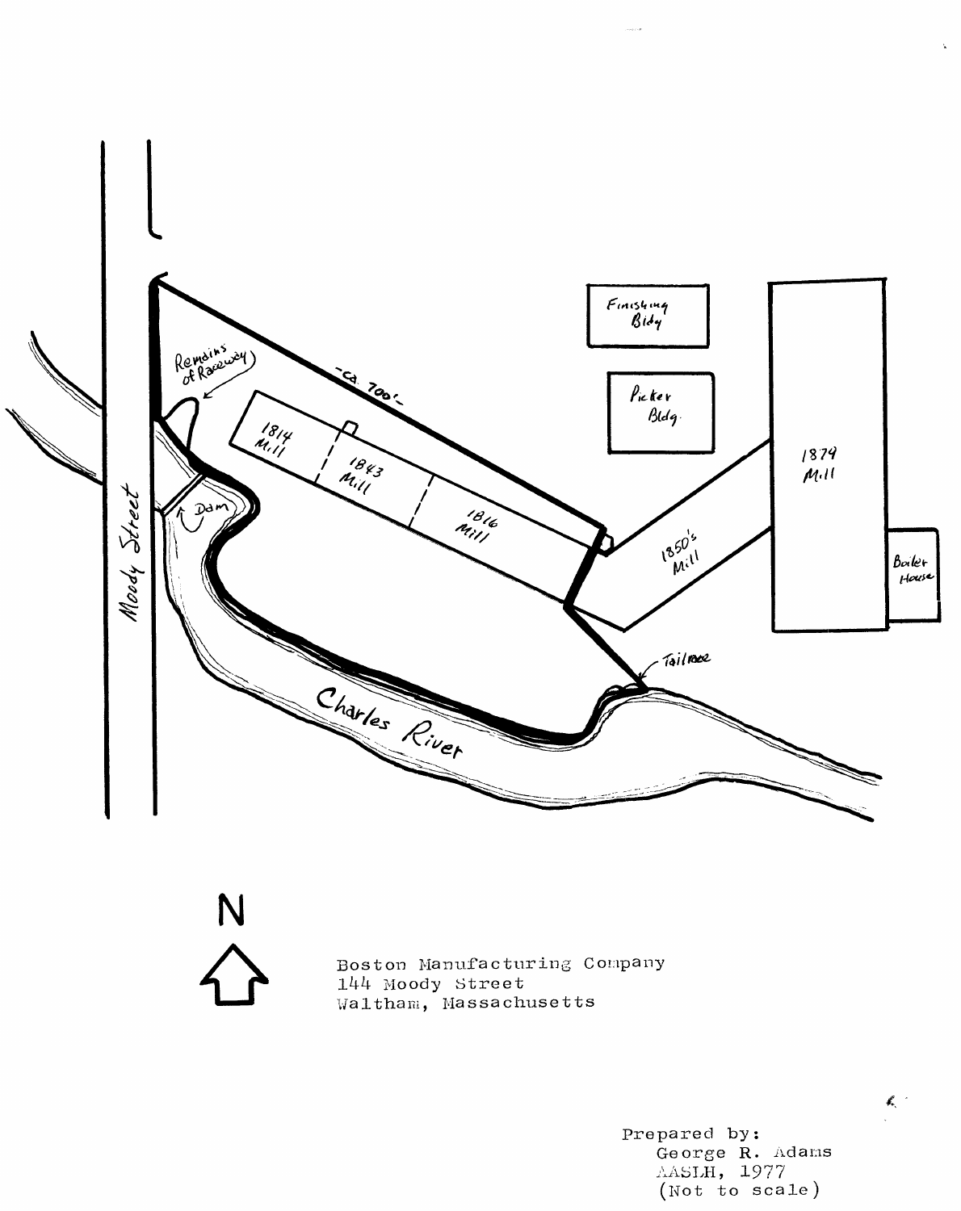Moody Street

Remains of Raceway

Dam

-ca. 700'-

1814 Mill

1843 Mill

1816 Mill

Finishing Bldg

Picker Bldg.

1850's Mill

1879 Mill

Boiler House

Tailrace

Charles River

N

Boston Manufacturing Company
144 Moody Street
Waltham, Massachusetts

Prepared by:
George R. Adams
AASLH, 1977
(Not to scale)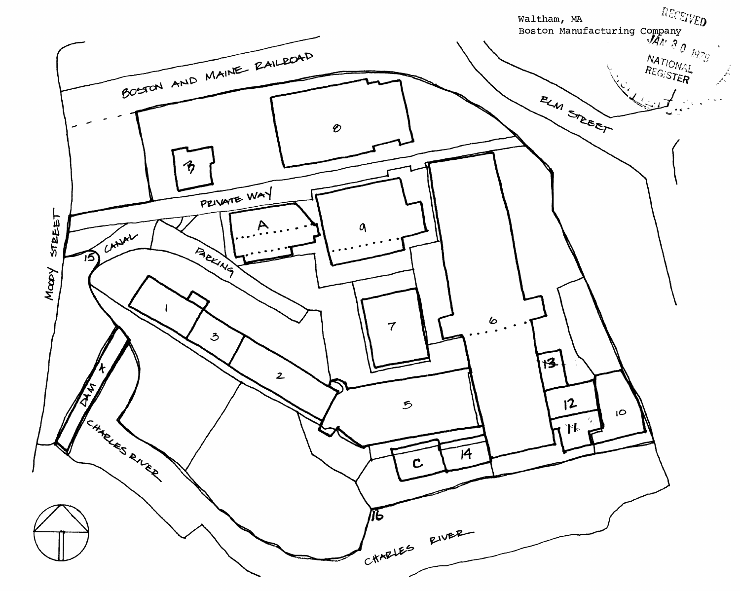Waltham, MA
Boston Manufacturing Company

RECEIVED
JAN 30 1979
NATIONAL
REGISTER

BOSTON AND MAINE RAILROAD

ELM STREET

PRIVATE WAY

MOODY STREET

CANAL

PARKING

DAM

CHARLES RIVER

CHARLES RIVER

A
B
C
1
2
3
5
6
7
8
9
10
11
12
13
14
15
16